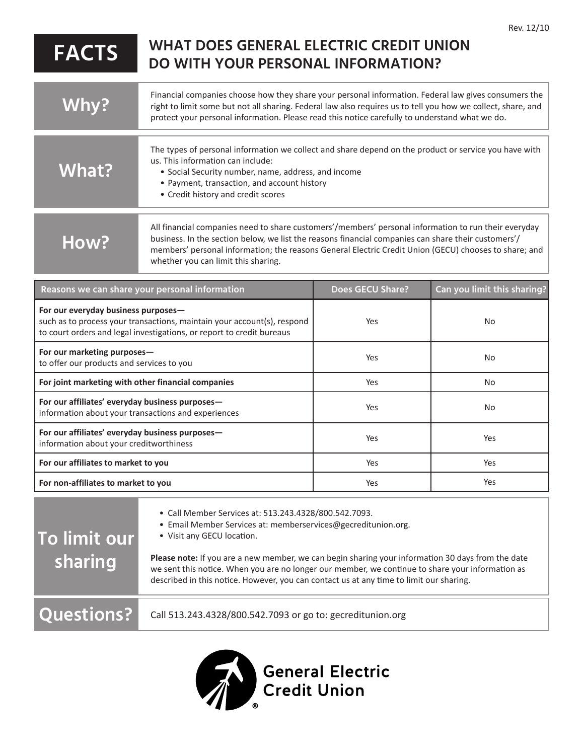Rev. 12/10

# FACTS — WHAT DOES GENERAL ELECTRIC CREDIT UNION DO WITH YOUR PERSONAL INFORMATION?

## Why?

Financial companies choose how they share your personal information. Federal law gives consumers the right to limit some but not all sharing. Federal law also requires us to tell you how we collect, share, and protect your personal information. Please read this notice carefully to understand what we do.

## What?

The types of personal information we collect and share depend on the product or service you have with us. This information can include:

- Social Security number, name, address, and income
- Payment, transaction, and account history
- Credit history and credit scores

## How?

All financial companies need to share customers'/members' personal information to run their everyday business. In the section below, we list the reasons financial companies can share their customers'/members' personal information; the reasons General Electric Credit Union (GECU) chooses to share; and whether you can limit this sharing.

| Reasons we can share your personal information | Does GECU Share? | Can you limit this sharing? |
|---|---|---|
| **For our everyday business purposes—** such as to process your transactions, maintain your account(s), respond to court orders and legal investigations, or report to credit bureaus | Yes | No |
| **For our marketing purposes—** to offer our products and services to you | Yes | No |
| **For joint marketing with other financial companies** | Yes | No |
| **For our affiliates' everyday business purposes—** information about your transactions and experiences | Yes | No |
| **For our affiliates' everyday business purposes—** information about your creditworthiness | Yes | Yes |
| **For our affiliates to market to you** | Yes | Yes |
| **For non-affiliates to market to you** | Yes | Yes |

## To limit our sharing

- Call Member Services at: 513.243.4328/800.542.7093.
- Email Member Services at: memberservices@gecreditunion.org.
- Visit any GECU location.

**Please note:** If you are a new member, we can begin sharing your information 30 days from the date we sent this notice. When you are no longer our member, we continue to share your information as described in this notice. However, you can contact us at any time to limit our sharing.

## Questions?

Call 513.243.4328/800.542.7093 or go to: gecreditunion.org

General Electric Credit Union®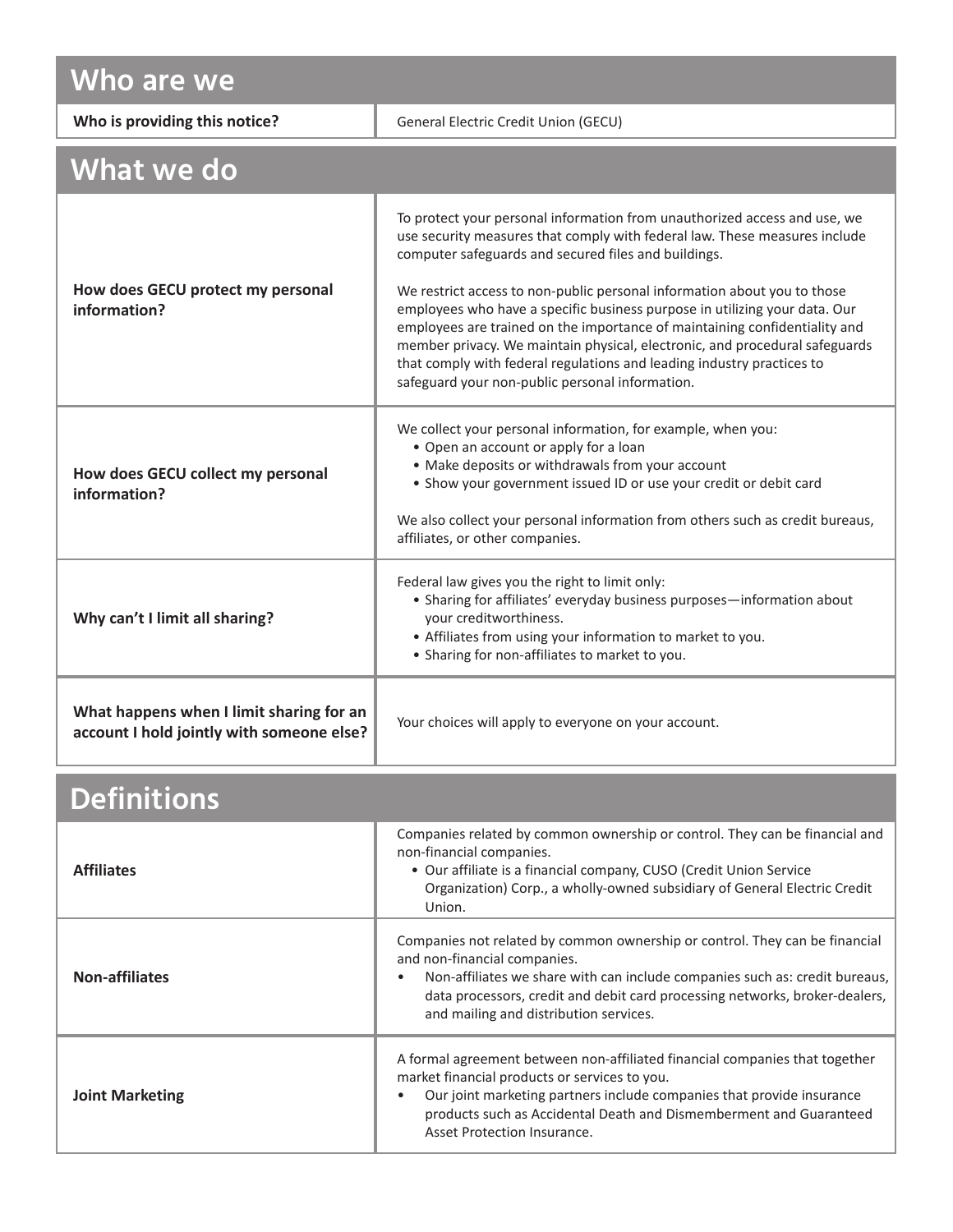## Who are we

| | |
|---|---|
| **Who is providing this notice?** | General Electric Credit Union (GECU) |

## What we do

| | |
|---|---|
| **How does GECU protect my personal information?** | To protect your personal information from unauthorized access and use, we use security measures that comply with federal law. These measures include computer safeguards and secured files and buildings.<br><br>We restrict access to non-public personal information about you to those employees who have a specific business purpose in utilizing your data. Our employees are trained on the importance of maintaining confidentiality and member privacy. We maintain physical, electronic, and procedural safeguards that comply with federal regulations and leading industry practices to safeguard your non-public personal information. |
| **How does GECU collect my personal information?** | We collect your personal information, for example, when you:<br>• Open an account or apply for a loan<br>• Make deposits or withdrawals from your account<br>• Show your government issued ID or use your credit or debit card<br><br>We also collect your personal information from others such as credit bureaus, affiliates, or other companies. |
| **Why can't I limit all sharing?** | Federal law gives you the right to limit only:<br>• Sharing for affiliates' everyday business purposes—information about your creditworthiness.<br>• Affiliates from using your information to market to you.<br>• Sharing for non-affiliates to market to you. |
| **What happens when I limit sharing for an account I hold jointly with someone else?** | Your choices will apply to everyone on your account. |

## Definitions

| | |
|---|---|
| **Affiliates** | Companies related by common ownership or control. They can be financial and non-financial companies.<br>• Our affiliate is a financial company, CUSO (Credit Union Service Organization) Corp., a wholly-owned subsidiary of General Electric Credit Union. |
| **Non-affiliates** | Companies not related by common ownership or control. They can be financial and non-financial companies.<br>• Non-affiliates we share with can include companies such as: credit bureaus, data processors, credit and debit card processing networks, broker-dealers, and mailing and distribution services. |
| **Joint Marketing** | A formal agreement between non-affiliated financial companies that together market financial products or services to you.<br>• Our joint marketing partners include companies that provide insurance products such as Accidental Death and Dismemberment and Guaranteed Asset Protection Insurance. |